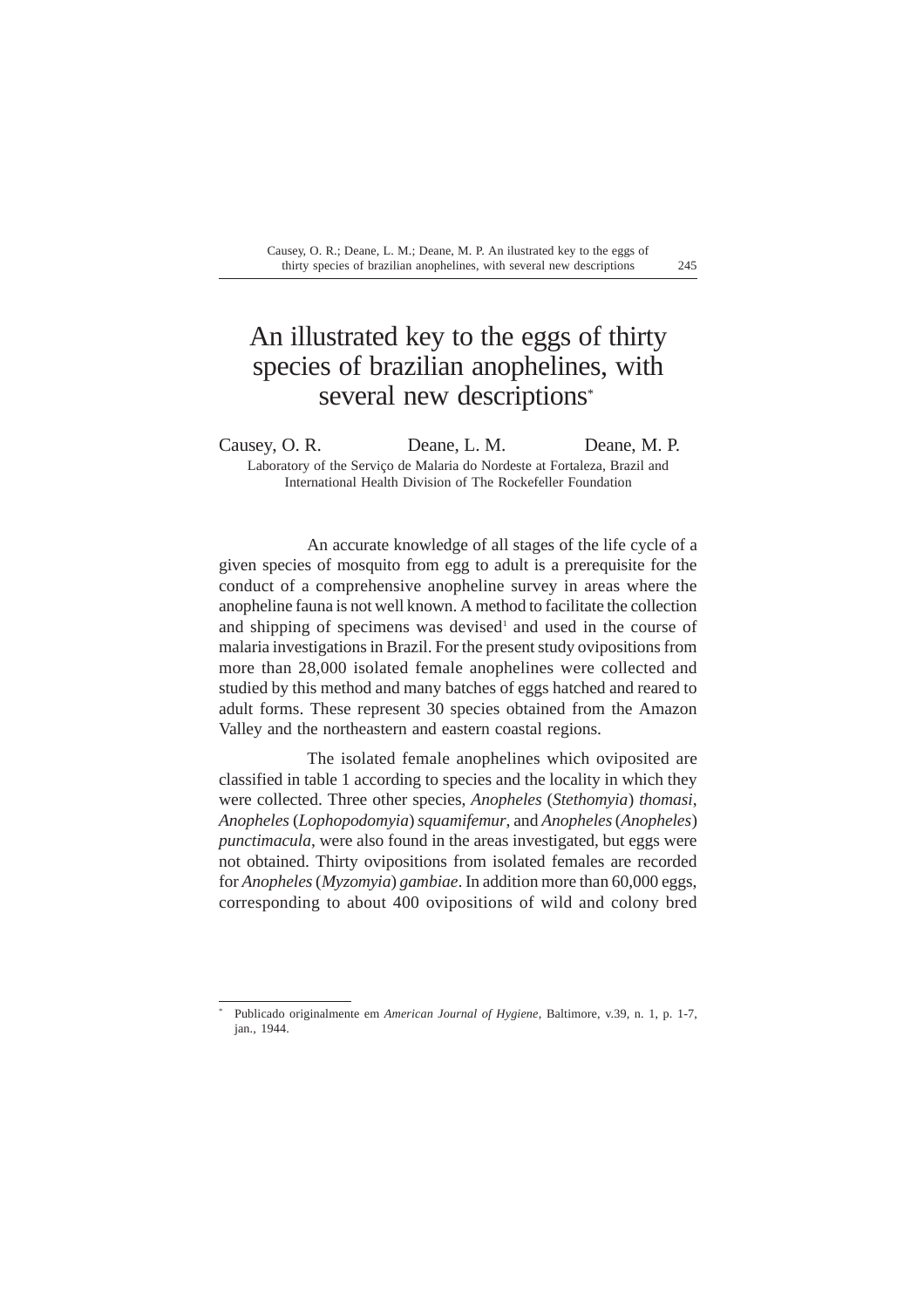# An illustrated key to the eggs of thirty species of brazilian anophelines, with several new descriptions*

Causey, O. R. Deane, L. M. Deane, M. P.

Laboratory of the Serviço de Malaria do Nordeste at Fortaleza, Brazil and International Health Division of The Rockefeller Foundation

An accurate knowledge of all stages of the life cycle of a given species of mosquito from egg to adult is a prerequisite for the conduct of a comprehensive anopheline survey in areas where the anopheline fauna is not well known. A method to facilitate the collection and shipping of specimens was devised[1] and used in the course of malaria investigations in Brazil. For the present study ovipositions from more than 28,000 isolated female anophelines were collected and studied by this method and many batches of eggs hatched and reared to adult forms. These represent 30 species obtained from the Amazon Valley and the northeastern and eastern coastal regions.

The isolated female anophelines which oviposited are classified in table 1 according to species and the locality in which they were collected. Three other species, *Anopheles* (*Stethomyia*) *thomasi*, *Anopheles* (*Lophopodomyia*) *squamifemur*, and *Anopheles* (*Anopheles*) *punctimacula*, were also found in the areas investigated, but eggs were not obtained. Thirty ovipositions from isolated females are recorded for *Anopheles* (*Myzomyia*) *gambiae*. In addition more than 60,000 eggs, corresponding to about 400 ovipositions of wild and colony bred

---

* Publicado originalmente em *American Journal of Hygiene*, Baltimore, v.39, n. 1, p. 1-7, jan., 1944.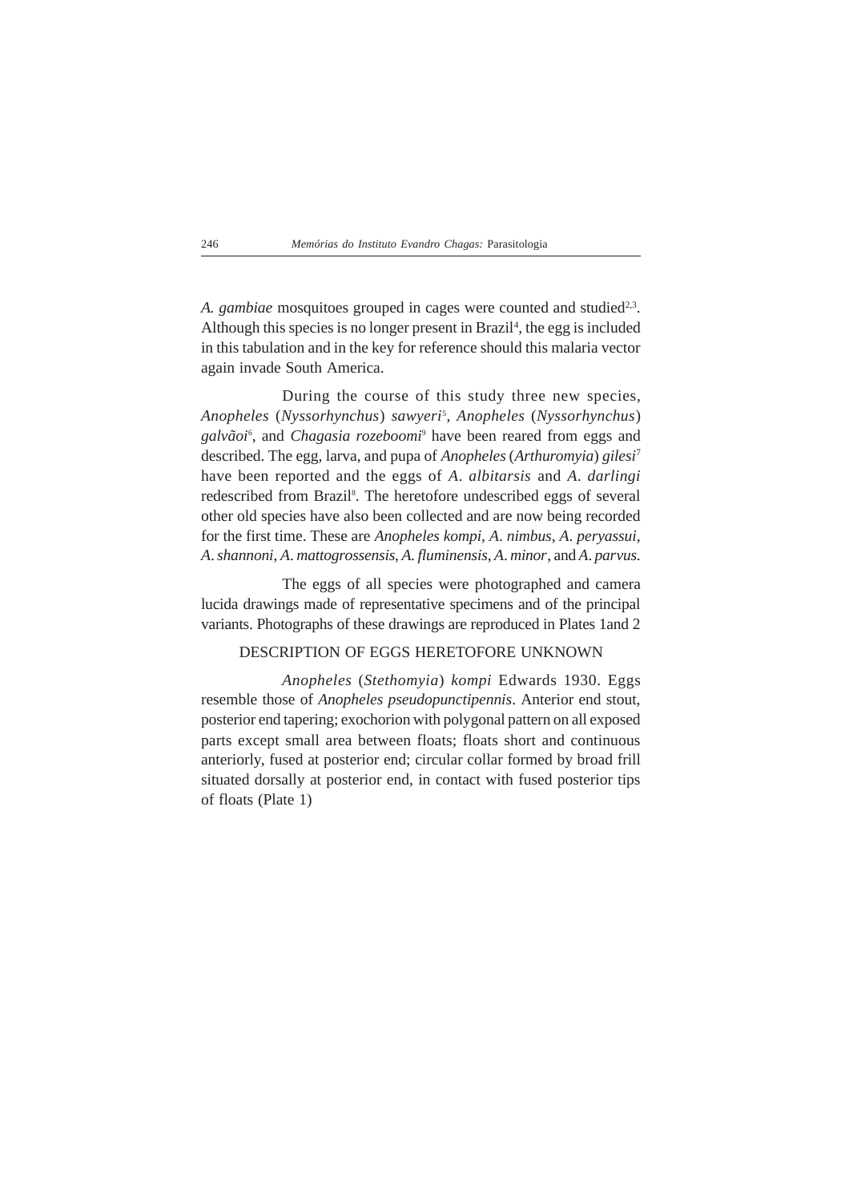*A. gambiae* mosquitoes grouped in cages were counted and studied[2,3]. Although this species is no longer present in Brazil[4], the egg is included in this tabulation and in the key for reference should this malaria vector again invade South America.

During the course of this study three new species, *Anopheles* (*Nyssorhynchus*) *sawyeri*[5], *Anopheles* (*Nyssorhynchus*) *galvãoi*[6], and *Chagasia rozeboomi*[9] have been reared from eggs and described. The egg, larva, and pupa of *Anopheles* (*Arthuromyia*) *gilesi*[7] have been reported and the eggs of *A. albitarsis* and *A. darlingi* redescribed from Brazil[8]. The heretofore undescribed eggs of several other old species have also been collected and are now being recorded for the first time. These are *Anopheles kompi*, *A. nimbus*, *A. peryassui*, *A. shannoni*, *A. mattogrossensis*, *A. fluminensis*, *A. minor*, and *A. parvus.*

The eggs of all species were photographed and camera lucida drawings made of representative specimens and of the principal variants. Photographs of these drawings are reproduced in Plates 1and 2

## DESCRIPTION OF EGGS HERETOFORE UNKNOWN

*Anopheles* (*Stethomyia*) *kompi* Edwards 1930. Eggs resemble those of *Anopheles pseudopunctipennis*. Anterior end stout, posterior end tapering; exochorion with polygonal pattern on all exposed parts except small area between floats; floats short and continuous anteriorly, fused at posterior end; circular collar formed by broad frill situated dorsally at posterior end, in contact with fused posterior tips of floats (Plate 1)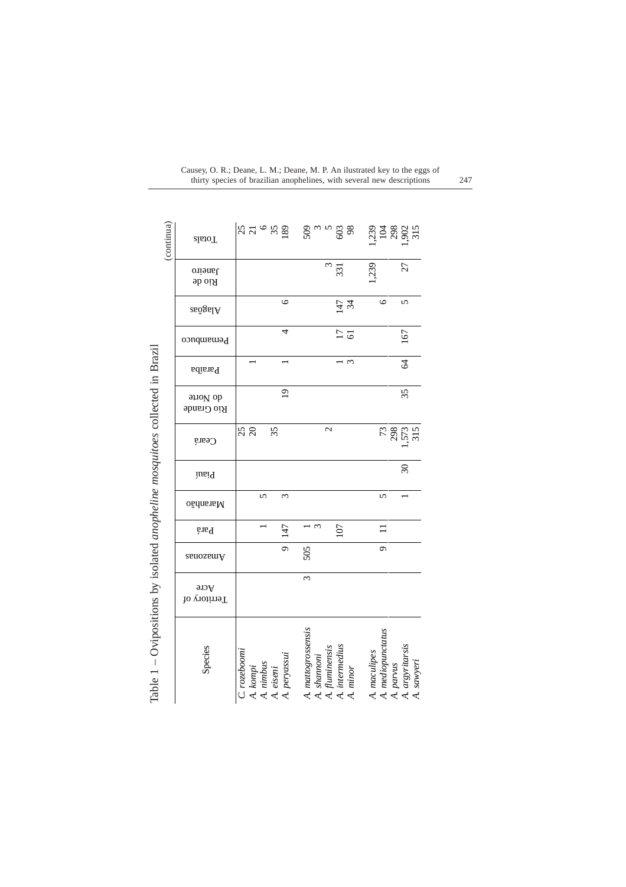Table 1 – Ovipositions by isolated *anopheline mosquitoes* collected in Brazil

(continua)

| Species | Territory of Acre | Amazonas | Pará | Maranhão | Piauí | Ceará | Rio Grande do Norte | Paraíba | Pernambuco | Alagôas | Rio de Janeiro | Totals |
|---|---|---|---|---|---|---|---|---|---|---|---|---|
| *C. rozeboomi* | | | | | | 25 | | | | | | 25 |
| *A. kompi* | | | | | | 20 | | 1 | | | | 21 |
| *A. nimbus* | | | 1 | 5 | | | | | | | | 6 |
| *A. eiseni* | | | | | | 35 | | | | | | 35 |
| *A. peryassui* | | 9 | 147 | 3 | | | 19 | 1 | 4 | 6 | | 189 |
| *A. mattogrossensis* | 3 | 505 | 1 | | | | | | | | | 509 |
| *A. shannoni* | | | 3 | | | | | | | | | 3 |
| *A. fluminensis* | | | | | | 2 | | | | | 3 | 5 |
| *A. intermedius* | | | 107 | | | | | 1 | 17 | 147 | 331 | 603 |
| *A. minor* | | | | | | | | 3 | 61 | 34 | | 98 |
| *A. maculipes* | | | | | | | | | | | 1,239 | 1,239 |
| *A. mediopunctatus* | | 9 | 11 | 5 | | 73 | | | | 6 | | 104 |
| *A. parvus* | | | | | | 298 | | | | | | 298 |
| *A. argyritarsis* | | | | 1 | 30 | 1,573 | 35 | 64 | 167 | 5 | 27 | 1,902 |
| *A. sawyeri* | | | | | | 315 | | | | | | 315 |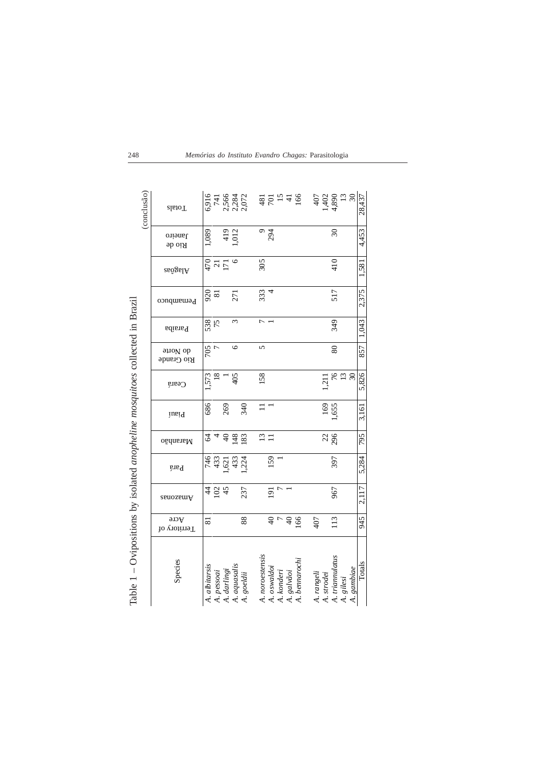Table 1 – Ovipositions by isolated *anopheline mosquitoes* collected in Brazil

(conclusão)

| Species | Territory of Acre | Amazonas | Pará | Maranhão | Piauí | Ceará | Rio Grande do Norte | Paraíba | Pernambuco | Alagôas | Rio de Janeiro | Totals |
|---|---|---|---|---|---|---|---|---|---|---|---|---|
| *A. albitarsis* | 81 | 44 | 746 | 64 | 686 | 1,573 | 705 | 538 | 920 | 470 | 1,089 | 6,916 |
| *A. pessoai* | | 102 | 433 | 4 | | 18 | 7 | 75 | 81 | 21 | | 741 |
| *A. darlingi* | | 45 | 1,621 | 40 | 269 | 1 | | | | 171 | 419 | 2,566 |
| *A. aquasalis* | | | 433 | 148 | | 405 | 6 | 3 | 271 | 6 | 1,012 | 2,284 |
| *A. goeldii* | 88 | 237 | 1,224 | 183 | 340 | | | | | | | 2,072 |
| *A. noroestensis* | | | | 13 | 11 | 158 | 5 | 7 | 333 | 305 | 9 | 481 |
| *A. oswaldoi* | 40 | 191 | 159 | 11 | 1 | | | 1 | 4 | | 294 | 701 |
| *A. konderi* | 7 | 7 | 1 | | | | | | | | | 15 |
| *A. galvãoi* | 40 | 1 | | | | | | | | | | 41 |
| *A. bennarochi* | 166 | | | | | | | | | | | 166 |
| *A. rangeli* | 407 | | | | | | | | | | | 407 |
| *A. strodei* | | | | 22 | 169 | 1,211 | | | | | | 1,402 |
| *A. triannulatus* | 113 | 967 | 397 | 296 | 1,655 | 76 | 80 | 349 | 517 | 410 | 30 | 4,890 |
| *A. gilesi* | | | | | | 13 | | | | | | 13 |
| *A. gambiae* | | | | | | 30 | | | | | | 30 |
| Totals | 945 | 2,117 | 5,284 | 795 | 3,161 | 5,826 | 857 | 1,043 | 2,375 | 1,581 | 4,453 | 28,437 |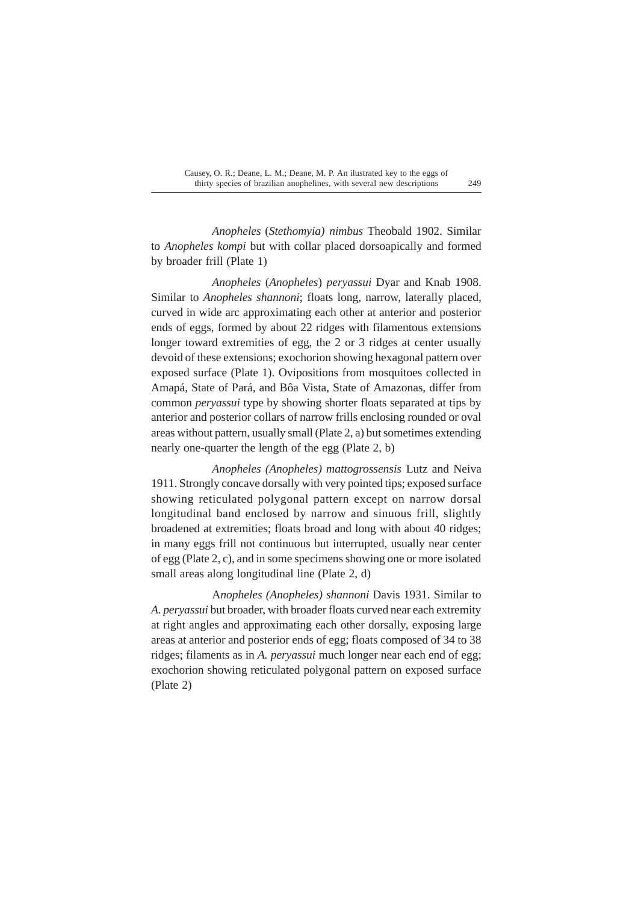*Anopheles* (*Stethomyia) nimbus* Theobald 1902. Similar to *Anopheles kompi* but with collar placed dorsoapically and formed by broader frill (Plate 1)

*Anopheles* (*Anopheles*) *peryassui* Dyar and Knab 1908. Similar to *Anopheles shannoni*; floats long, narrow, laterally placed, curved in wide arc approximating each other at anterior and posterior ends of eggs, formed by about 22 ridges with filamentous extensions longer toward extremities of egg, the 2 or 3 ridges at center usually devoid of these extensions; exochorion showing hexagonal pattern over exposed surface (Plate 1). Ovipositions from mosquitoes collected in Amapá, State of Pará, and Bôa Vista, State of Amazonas, differ from common *peryassui* type by showing shorter floats separated at tips by anterior and posterior collars of narrow frills enclosing rounded or oval areas without pattern, usually small (Plate 2, a) but sometimes extending nearly one-quarter the length of the egg (Plate 2, b)

*Anopheles (Anopheles) mattogrossensis* Lutz and Neiva 1911. Strongly concave dorsally with very pointed tips; exposed surface showing reticulated polygonal pattern except on narrow dorsal longitudinal band enclosed by narrow and sinuous frill, slightly broadened at extremities; floats broad and long with about 40 ridges; in many eggs frill not continuous but interrupted, usually near center of egg (Plate 2, c), and in some specimens showing one or more isolated small areas along longitudinal line (Plate 2, d)

A*nopheles (Anopheles) shannoni* Davis 1931. Similar to *A. peryassui* but broader, with broader floats curved near each extremity at right angles and approximating each other dorsally, exposing large areas at anterior and posterior ends of egg; floats composed of 34 to 38 ridges; filaments as in *A. peryassui* much longer near each end of egg; exochorion showing reticulated polygonal pattern on exposed surface (Plate 2)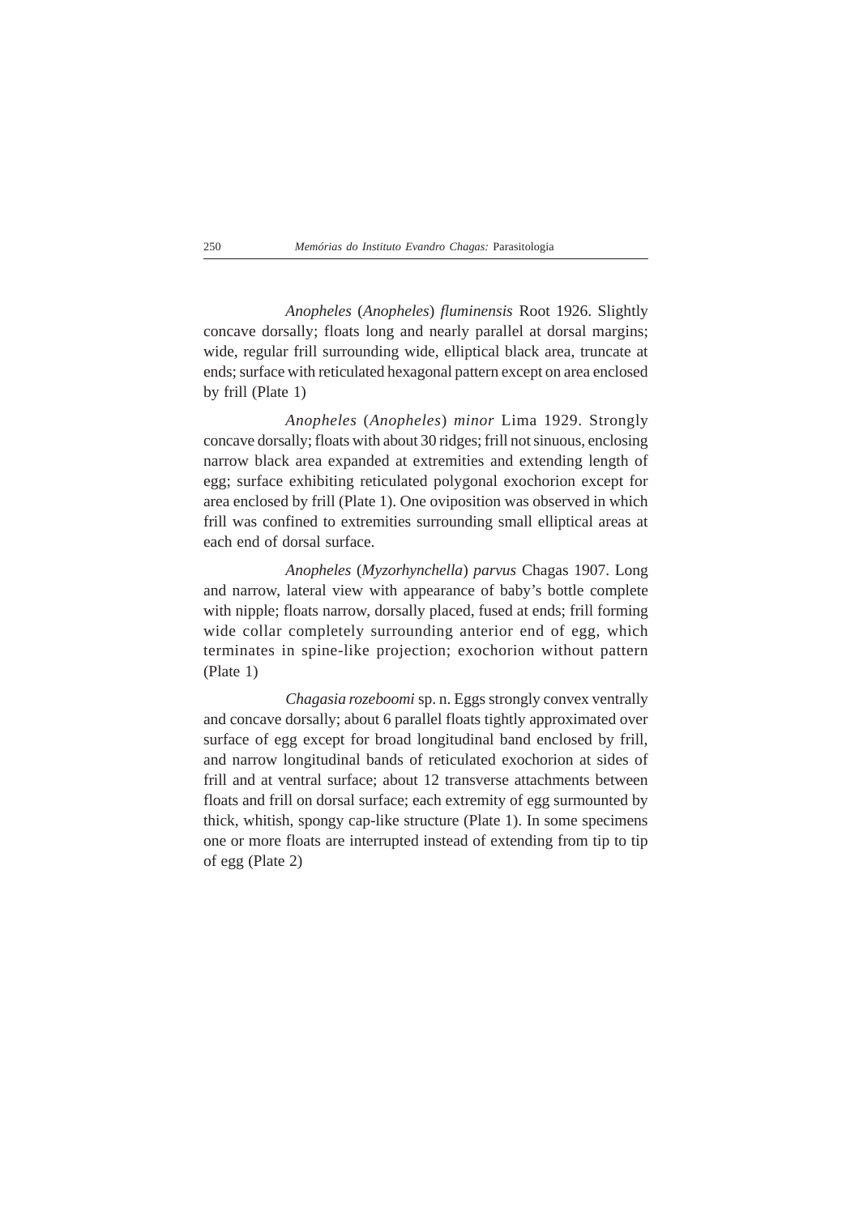*Anopheles* (*Anopheles*) *fluminensis* Root 1926. Slightly concave dorsally; floats long and nearly parallel at dorsal margins; wide, regular frill surrounding wide, elliptical black area, truncate at ends; surface with reticulated hexagonal pattern except on area enclosed by frill (Plate 1)

*Anopheles* (*Anopheles*) *minor* Lima 1929. Strongly concave dorsally; floats with about 30 ridges; frill not sinuous, enclosing narrow black area expanded at extremities and extending length of egg; surface exhibiting reticulated polygonal exochorion except for area enclosed by frill (Plate 1). One oviposition was observed in which frill was confined to extremities surrounding small elliptical areas at each end of dorsal surface.

*Anopheles* (*Myzorhynchella*) *parvus* Chagas 1907. Long and narrow, lateral view with appearance of baby's bottle complete with nipple; floats narrow, dorsally placed, fused at ends; frill forming wide collar completely surrounding anterior end of egg, which terminates in spine-like projection; exochorion without pattern (Plate 1)

*Chagasia rozeboomi* sp. n. Eggs strongly convex ventrally and concave dorsally; about 6 parallel floats tightly approximated over surface of egg except for broad longitudinal band enclosed by frill, and narrow longitudinal bands of reticulated exochorion at sides of frill and at ventral surface; about 12 transverse attachments between floats and frill on dorsal surface; each extremity of egg surmounted by thick, whitish, spongy cap-like structure (Plate 1). In some specimens one or more floats are interrupted instead of extending from tip to tip of egg (Plate 2)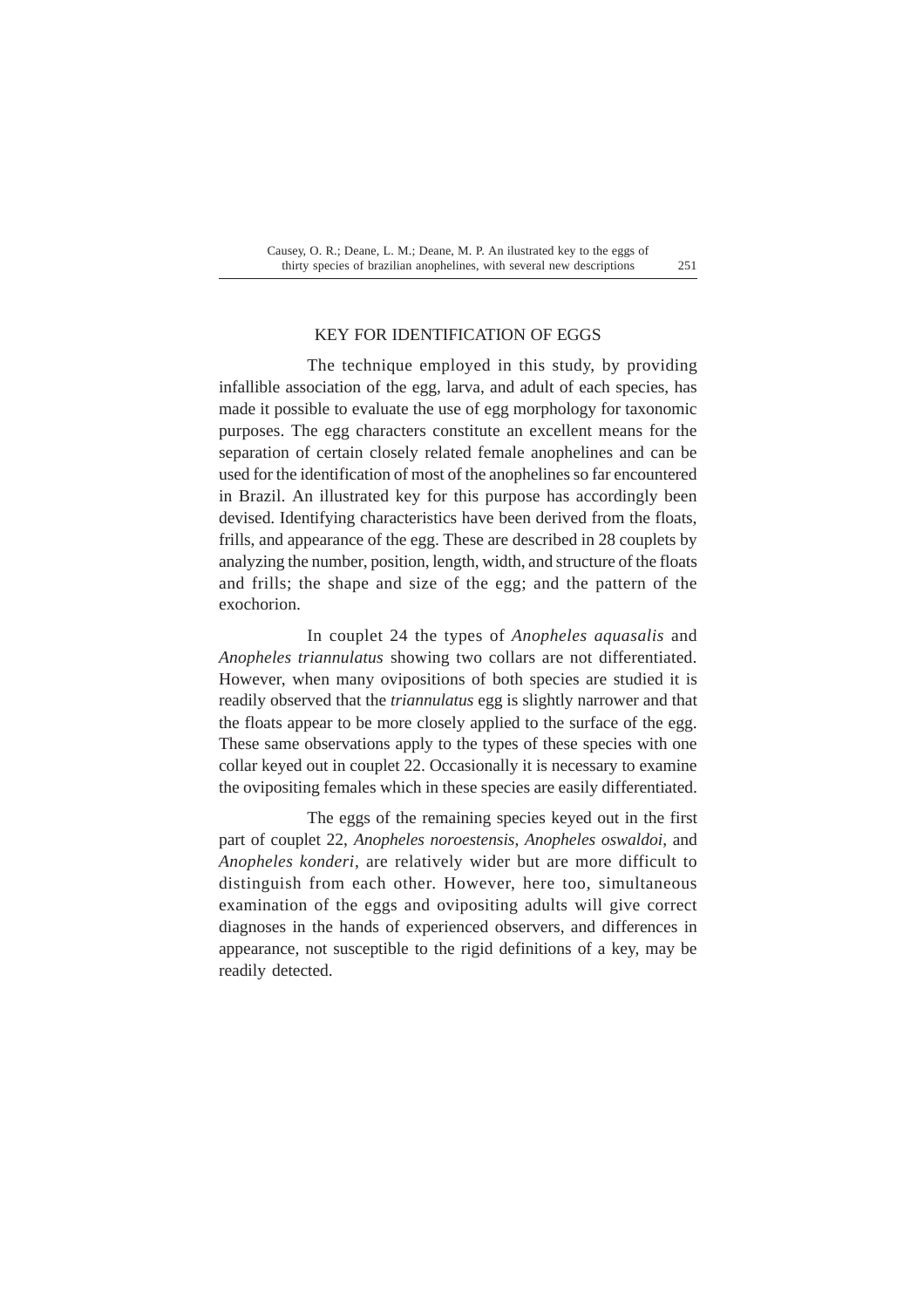## KEY FOR IDENTIFICATION OF EGGS

The technique employed in this study, by providing infallible association of the egg, larva, and adult of each species, has made it possible to evaluate the use of egg morphology for taxonomic purposes. The egg characters constitute an excellent means for the separation of certain closely related female anophelines and can be used for the identification of most of the anophelines so far encountered in Brazil. An illustrated key for this purpose has accordingly been devised. Identifying characteristics have been derived from the floats, frills, and appearance of the egg. These are described in 28 couplets by analyzing the number, position, length, width, and structure of the floats and frills; the shape and size of the egg; and the pattern of the exochorion.

In couplet 24 the types of *Anopheles aquasalis* and *Anopheles triannulatus* showing two collars are not differentiated. However, when many ovipositions of both species are studied it is readily observed that the *triannulatus* egg is slightly narrower and that the floats appear to be more closely applied to the surface of the egg. These same observations apply to the types of these species with one collar keyed out in couplet 22. Occasionally it is necessary to examine the ovipositing females which in these species are easily differentiated.

The eggs of the remaining species keyed out in the first part of couplet 22, *Anopheles noroestensis*, *Anopheles oswaldoi*, and *Anopheles konderi*, are relatively wider but are more difficult to distinguish from each other. However, here too, simultaneous examination of the eggs and ovipositing adults will give correct diagnoses in the hands of experienced observers, and differences in appearance, not susceptible to the rigid definitions of a key, may be readily detected.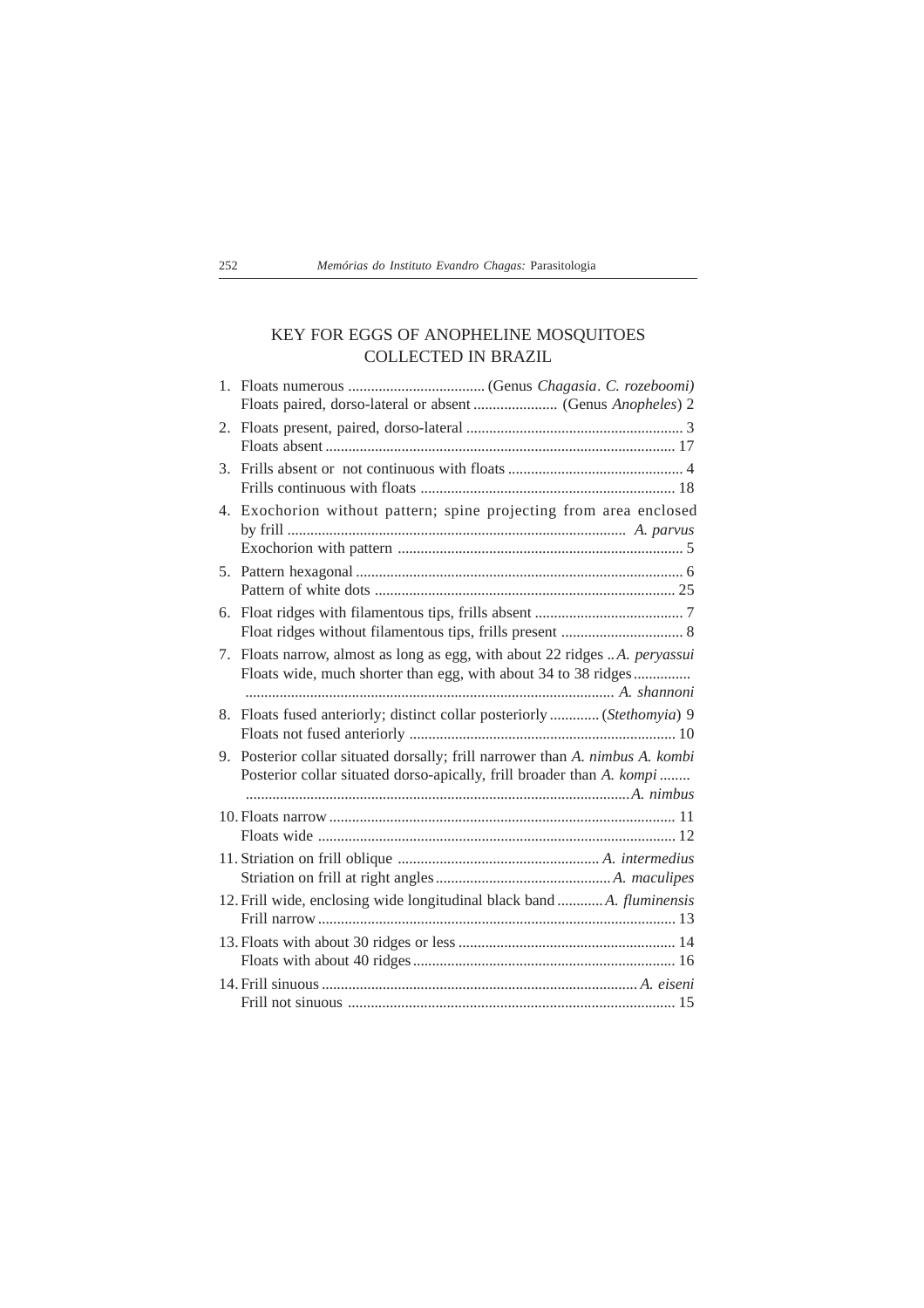## KEY FOR EGGS OF ANOPHELINE MOSQUITOES COLLECTED IN BRAZIL

1. Floats numerous .................................... (Genus *Chagasia*. *C. rozeboomi)*  
   Floats paired, dorso-lateral or absent ...................... (Genus *Anopheles*) 2
2. Floats present, paired, dorso-lateral ......................................................... 3  
   Floats absent ............................................................................................ 17
3. Frills absent or not continuous with floats .............................................. 4  
   Frills continuous with floats .................................................................. 18
4. Exochorion without pattern; spine projecting from area enclosed by frill ........................................................................................ *A. parvus*  
   Exochorion with pattern .......................................................................... 5
5. Pattern hexagonal ..................................................................................... 6  
   Pattern of white dots .............................................................................. 25
6. Float ridges with filamentous tips, frills absent ....................................... 7  
   Float ridges without filamentous tips, frills present ................................ 8
7. Floats narrow, almost as long as egg, with about 22 ridges .. *A. peryassui*  
   Floats wide, much shorter than egg, with about 34 to 38 ridges ............... ................................................................................................ *A. shannoni*
8. Floats fused anteriorly; distinct collar posteriorly ............. (*Stethomyia*) 9  
   Floats not fused anteriorly ..................................................................... 10
9. Posterior collar situated dorsally; frill narrower than *A. nimbus A. kombi*  
   Posterior collar situated dorso-apically, frill broader than *A. kompi* ........ ...................................................................................................*A. nimbus*
10. Floats narrow .......................................................................................... 11  
    Floats wide ............................................................................................. 12
11. Striation on frill oblique ..................................................... *A. intermedius*  
    Striation on frill at right angles .............................................. *A. maculipes*
12. Frill wide, enclosing wide longitudinal black band ............ *A. fluminensis*  
    Frill narrow ............................................................................................. 13
13. Floats with about 30 ridges or less ......................................................... 14  
    Floats with about 40 ridges .................................................................... 16
14. Frill sinuous .................................................................................. *A. eiseni*  
    Frill not sinuous ..................................................................................... 15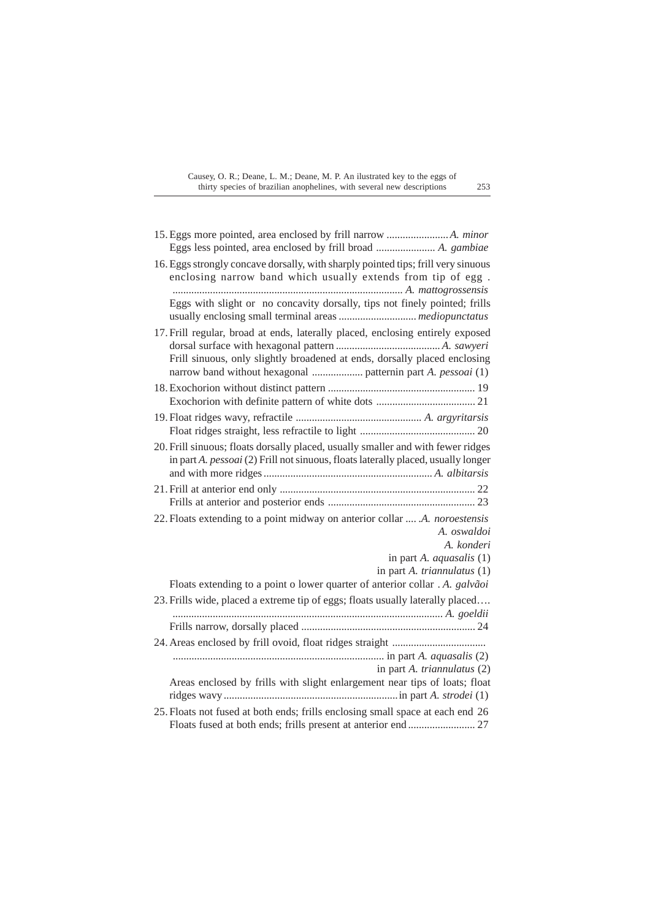15. Eggs more pointed, area enclosed by frill narrow ....................... *A. minor*
Eggs less pointed, area enclosed by frill broad ...................... *A. gambiae*

16. Eggs strongly concave dorsally, with sharply pointed tips; frill very sinuous enclosing narrow band which usually extends from tip of egg . ..................................................................................... *A. mattogrossensis*
Eggs with slight or no concavity dorsally, tips not finely pointed; frills usually enclosing small terminal areas ............................. *mediopunctatus*

17. Frill regular, broad at ends, laterally placed, enclosing entirely exposed dorsal surface with hexagonal pattern ....................................... *A. sawyeri*
Frill sinuous, only slightly broadened at ends, dorsally placed enclosing narrow band without hexagonal ................... patternin part *A. pessoai* (1)

18. Exochorion without distinct pattern ...................................................... 19
Exochorion with definite pattern of white dots ..................................... 21

19. Float ridges wavy, refractile ............................................... *A. argyritarsis*
Float ridges straight, less refractile to light ........................................... 20

20. Frill sinuous; floats dorsally placed, usually smaller and with fewer ridges in part *A. pessoai* (2) Frill not sinuous, floats laterally placed, usually longer and with more ridges .............................................................. *A. albitarsis*

21. Frill at anterior end only ........................................................................ 22
Frills at anterior and posterior ends ....................................................... 23

22. Floats extending to a point midway on anterior collar .... .*A. noroestensis*
*A. oswaldoi*
*A. konderi*
in part *A. aquasalis* (1)
in part *A. triannulatus* (1)
Floats extending to a point o lower quarter of anterior collar . *A. galvãoi*

23. Frills wide, placed a extreme tip of eggs; floats usually laterally placed…. .................................................................................................... *A. goeldii*
Frills narrow, dorsally placed ................................................................. 24

24. Areas enclosed by frill ovoid, float ridges straight ................................... ............................................................................... in part *A. aquasalis* (2)
in part *A. triannulatus* (2)
Areas enclosed by frills with slight enlargement near tips of loats; float ridges wavy .................................................................in part *A. strodei* (1)

25. Floats not fused at both ends; frills enclosing small space at each end 26
Floats fused at both ends; frills present at anterior end ......................... 27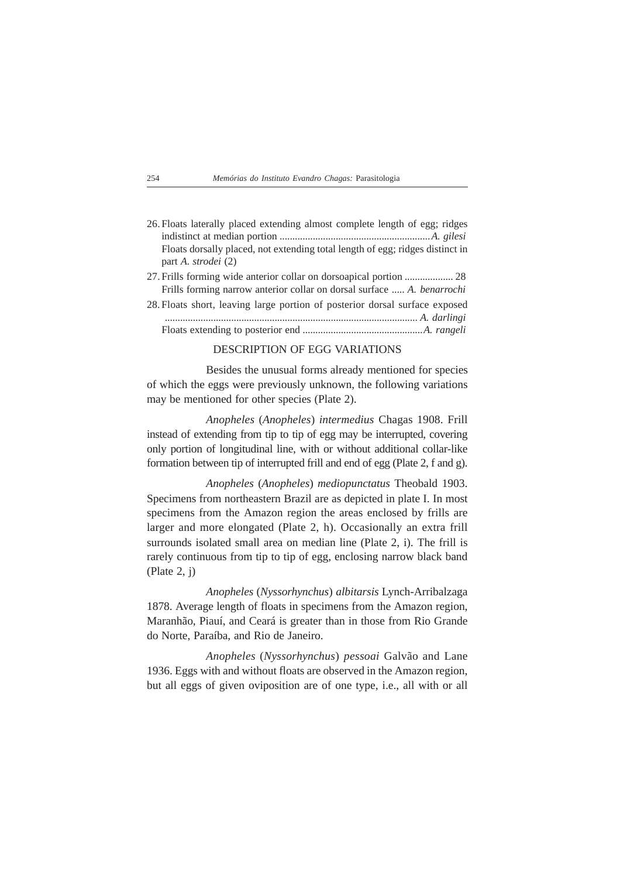26. Floats laterally placed extending almost complete length of egg; ridges indistinct at median portion .......................................................... *A. gilesi*
    Floats dorsally placed, not extending total length of egg; ridges distinct in part *A. strodei* (2)
27. Frills forming wide anterior collar on dorsoapical portion ................... 28
    Frills forming narrow anterior collar on dorsal surface ..... *A. benarrochi*
28. Floats short, leaving large portion of posterior dorsal surface exposed .................................................................................................. *A. darlingi*
    Floats extending to posterior end ..............................................*A. rangeli*

## DESCRIPTION OF EGG VARIATIONS

Besides the unusual forms already mentioned for species of which the eggs were previously unknown, the following variations may be mentioned for other species (Plate 2).

*Anopheles* (*Anopheles*) *intermedius* Chagas 1908. Frill instead of extending from tip to tip of egg may be interrupted, covering only portion of longitudinal line, with or without additional collar-like formation between tip of interrupted frill and end of egg (Plate 2, f and g).

*Anopheles* (*Anopheles*) *mediopunctatus* Theobald 1903. Specimens from northeastern Brazil are as depicted in plate I. In most specimens from the Amazon region the areas enclosed by frills are larger and more elongated (Plate 2, h). Occasionally an extra frill surrounds isolated small area on median line (Plate 2, i). The frill is rarely continuous from tip to tip of egg, enclosing narrow black band (Plate 2, j)

*Anopheles* (*Nyssorhynchus*) *albitarsis* Lynch-Arribalzaga 1878. Average length of floats in specimens from the Amazon region, Maranhão, Piauí, and Ceará is greater than in those from Rio Grande do Norte, Paraíba, and Rio de Janeiro.

*Anopheles* (*Nyssorhynchus*) *pessoai* Galvão and Lane 1936. Eggs with and without floats are observed in the Amazon region, but all eggs of given oviposition are of one type, i.e., all with or all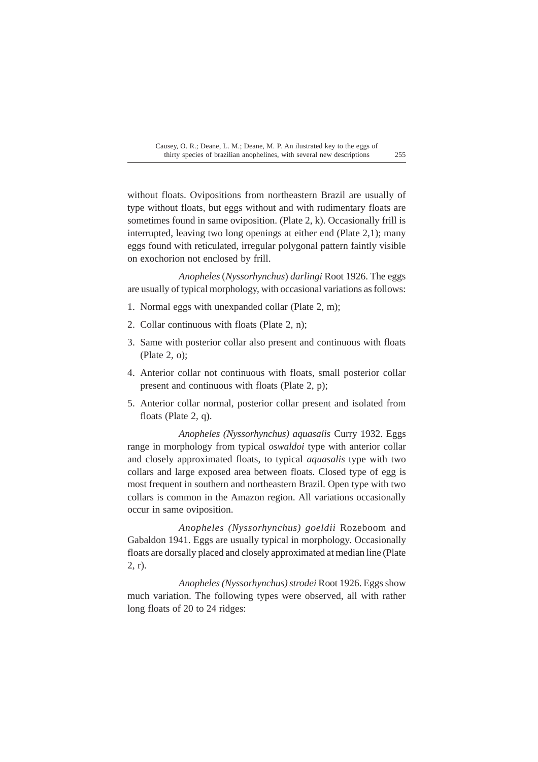without floats. Ovipositions from northeastern Brazil are usually of type without floats, but eggs without and with rudimentary floats are sometimes found in same oviposition. (Plate 2, k). Occasionally frill is interrupted, leaving two long openings at either end (Plate 2,1); many eggs found with reticulated, irregular polygonal pattern faintly visible on exochorion not enclosed by frill.

*Anopheles* (*Nyssorhynchus*) *darlingi* Root 1926. The eggs are usually of typical morphology, with occasional variations as follows:

1. Normal eggs with unexpanded collar (Plate 2, m);
2. Collar continuous with floats (Plate 2, n);
3. Same with posterior collar also present and continuous with floats (Plate 2, o);
4. Anterior collar not continuous with floats, small posterior collar present and continuous with floats (Plate 2, p);
5. Anterior collar normal, posterior collar present and isolated from floats (Plate 2, q).

*Anopheles (Nyssorhynchus) aquasalis* Curry 1932. Eggs range in morphology from typical *oswaldoi* type with anterior collar and closely approximated floats, to typical *aquasalis* type with two collars and large exposed area between floats. Closed type of egg is most frequent in southern and northeastern Brazil. Open type with two collars is common in the Amazon region. All variations occasionally occur in same oviposition.

*Anopheles (Nyssorhynchus) goeldii* Rozeboom and Gabaldon 1941. Eggs are usually typical in morphology. Occasionally floats are dorsally placed and closely approximated at median line (Plate 2, r).

*Anopheles (Nyssorhynchus) strodei* Root 1926. Eggs show much variation. The following types were observed, all with rather long floats of 20 to 24 ridges: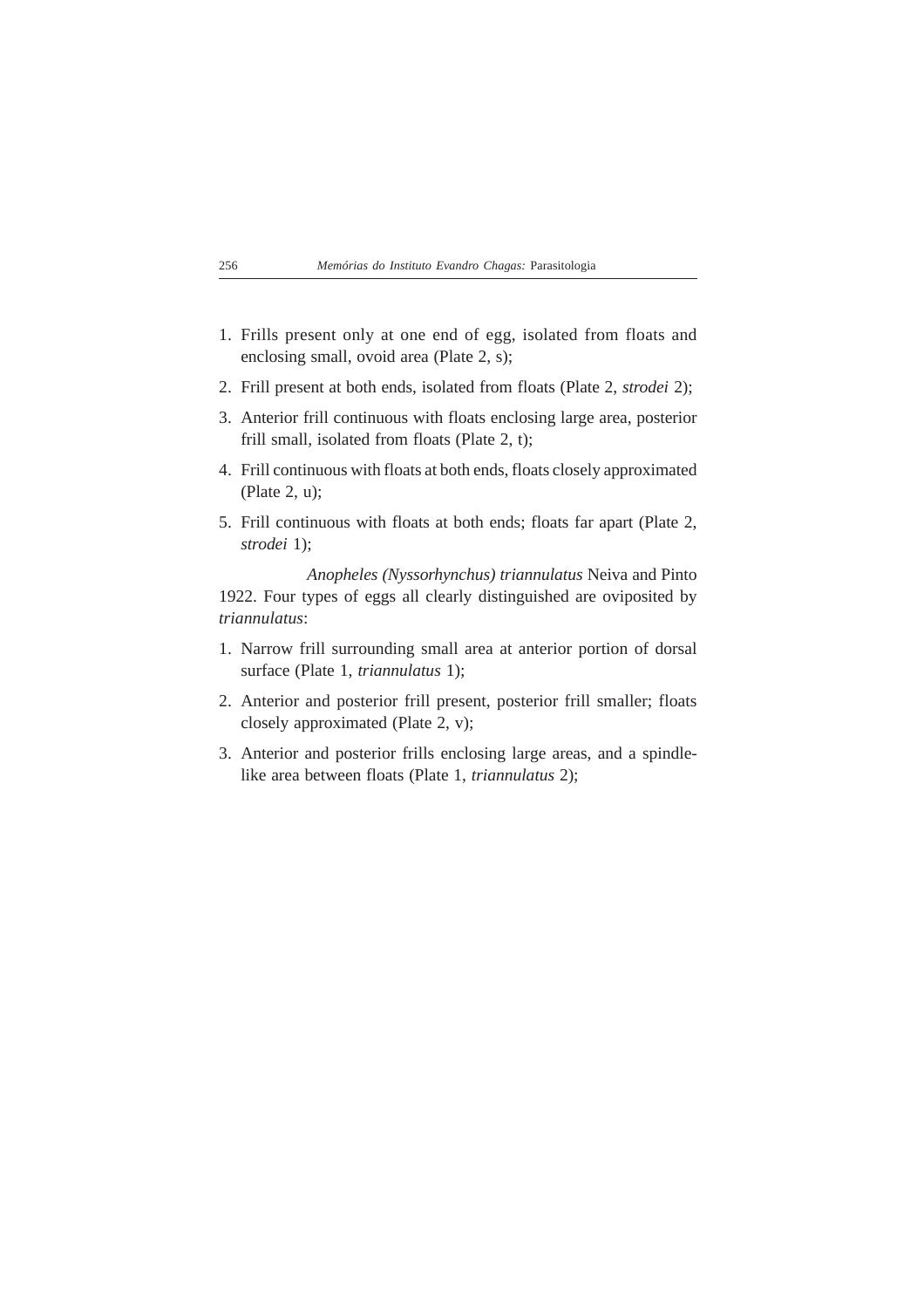1. Frills present only at one end of egg, isolated from floats and enclosing small, ovoid area (Plate 2, s);
2. Frill present at both ends, isolated from floats (Plate 2, *strodei* 2);
3. Anterior frill continuous with floats enclosing large area, posterior frill small, isolated from floats (Plate 2, t);
4. Frill continuous with floats at both ends, floats closely approximated (Plate 2, u);
5. Frill continuous with floats at both ends; floats far apart (Plate 2, *strodei* 1);

*Anopheles (Nyssorhynchus) triannulatus* Neiva and Pinto 1922. Four types of eggs all clearly distinguished are oviposited by *triannulatus*:

1. Narrow frill surrounding small area at anterior portion of dorsal surface (Plate 1, *triannulatus* 1);
2. Anterior and posterior frill present, posterior frill smaller; floats closely approximated (Plate 2, v);
3. Anterior and posterior frills enclosing large areas, and a spindle-like area between floats (Plate 1, *triannulatus* 2);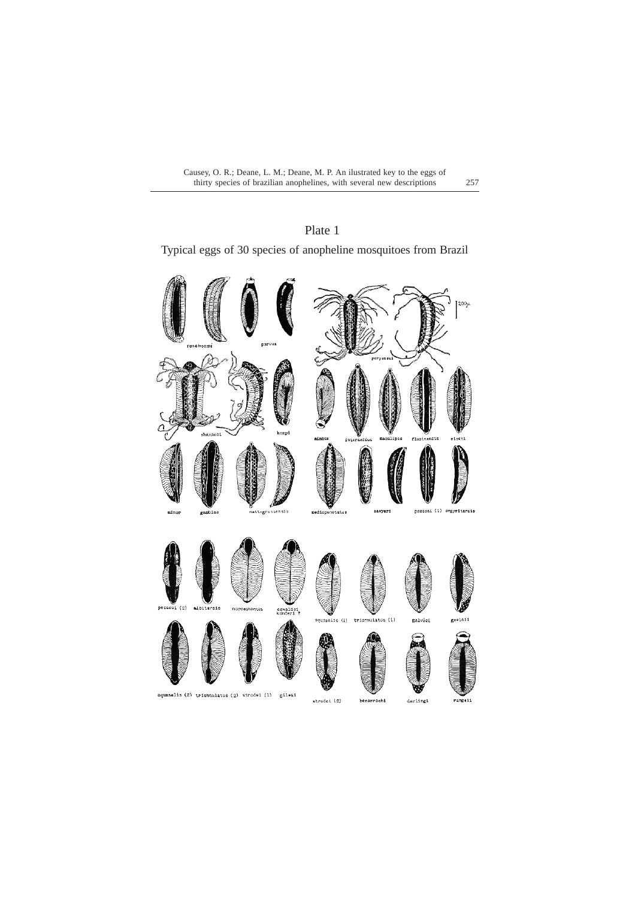# Plate 1

Typical eggs of 30 species of anopheline mosquitoes from Brazil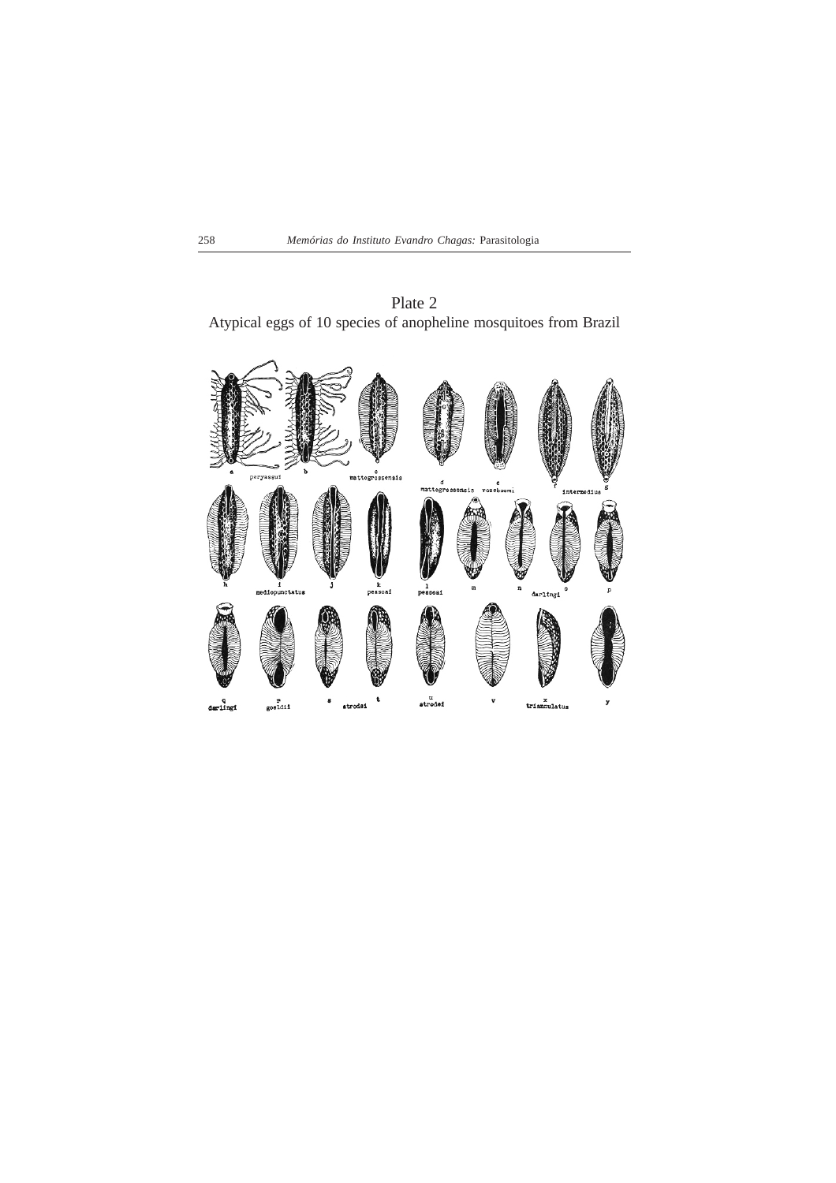Plate 2

Atypical eggs of 10 species of anopheline mosquitoes from Brazil

a peryassui b

c mattogrossensis

d mattogrossensis

e vozeboomi

f intermedius g

h i mediopunctatus j

k pessoai

l pessoai

m n darlingi o p

q darlingi

r goeldii

s strodei t

u strodei

v

x triannulatus

y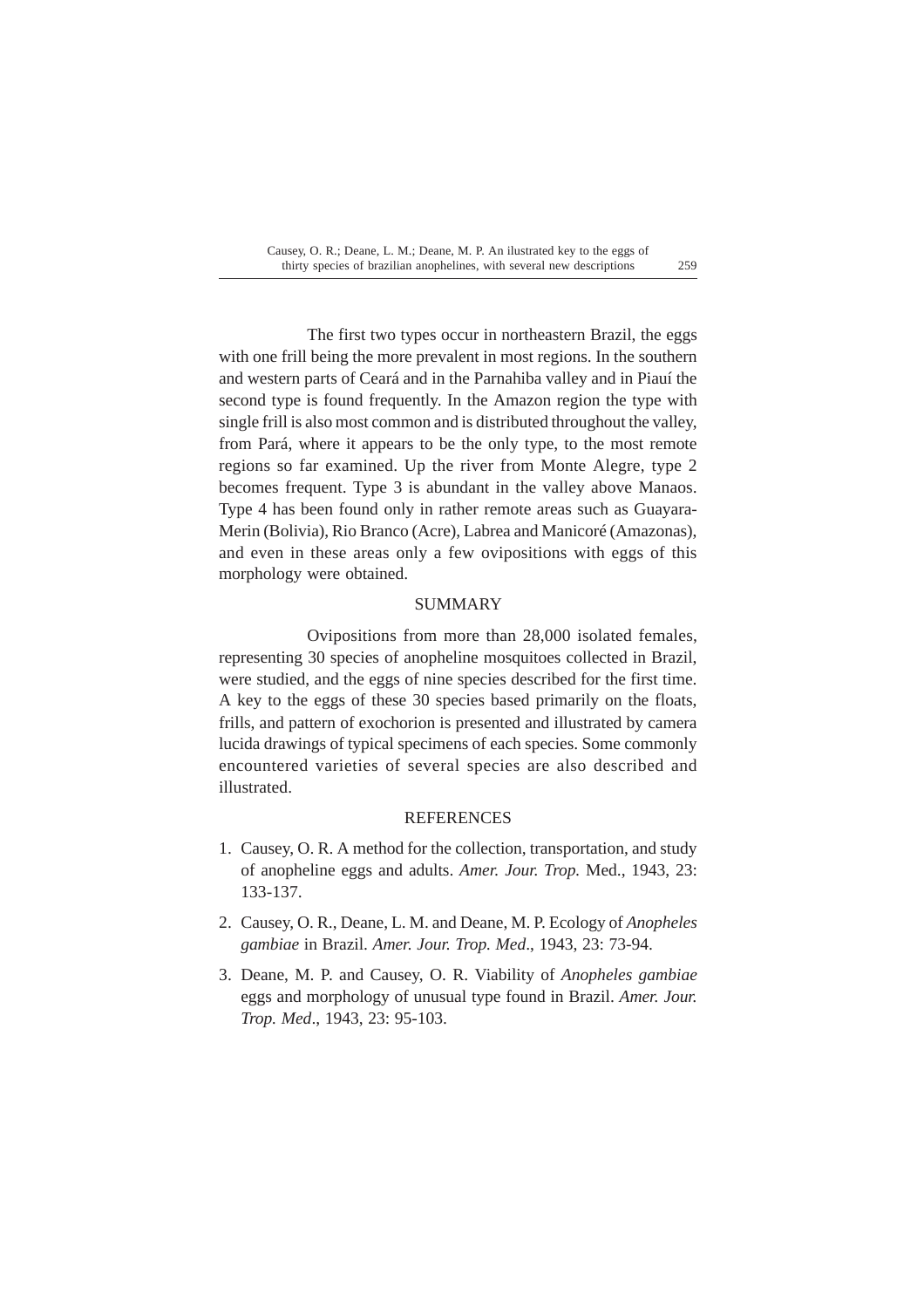The first two types occur in northeastern Brazil, the eggs with one frill being the more prevalent in most regions. In the southern and western parts of Ceará and in the Parnahiba valley and in Piauí the second type is found frequently. In the Amazon region the type with single frill is also most common and is distributed throughout the valley, from Pará, where it appears to be the only type, to the most remote regions so far examined. Up the river from Monte Alegre, type 2 becomes frequent. Type 3 is abundant in the valley above Manaos. Type 4 has been found only in rather remote areas such as Guayara-Merin (Bolivia), Rio Branco (Acre), Labrea and Manicoré (Amazonas), and even in these areas only a few ovipositions with eggs of this morphology were obtained.

## SUMMARY

Ovipositions from more than 28,000 isolated females, representing 30 species of anopheline mosquitoes collected in Brazil, were studied, and the eggs of nine species described for the first time. A key to the eggs of these 30 species based primarily on the floats, frills, and pattern of exochorion is presented and illustrated by camera lucida drawings of typical specimens of each species. Some commonly encountered varieties of several species are also described and illustrated.

## REFERENCES

1. Causey, O. R. A method for the collection, transportation, and study of anopheline eggs and adults. *Amer. Jour. Trop.* Med., 1943, 23: 133-137.

2. Causey, O. R., Deane, L. M. and Deane, M. P. Ecology of *Anopheles gambiae* in Brazil. *Amer. Jour. Trop. Med*., 1943, 23: 73-94.

3. Deane, M. P. and Causey, O. R. Viability of *Anopheles gambiae* eggs and morphology of unusual type found in Brazil. *Amer. Jour. Trop. Med*., 1943, 23: 95-103.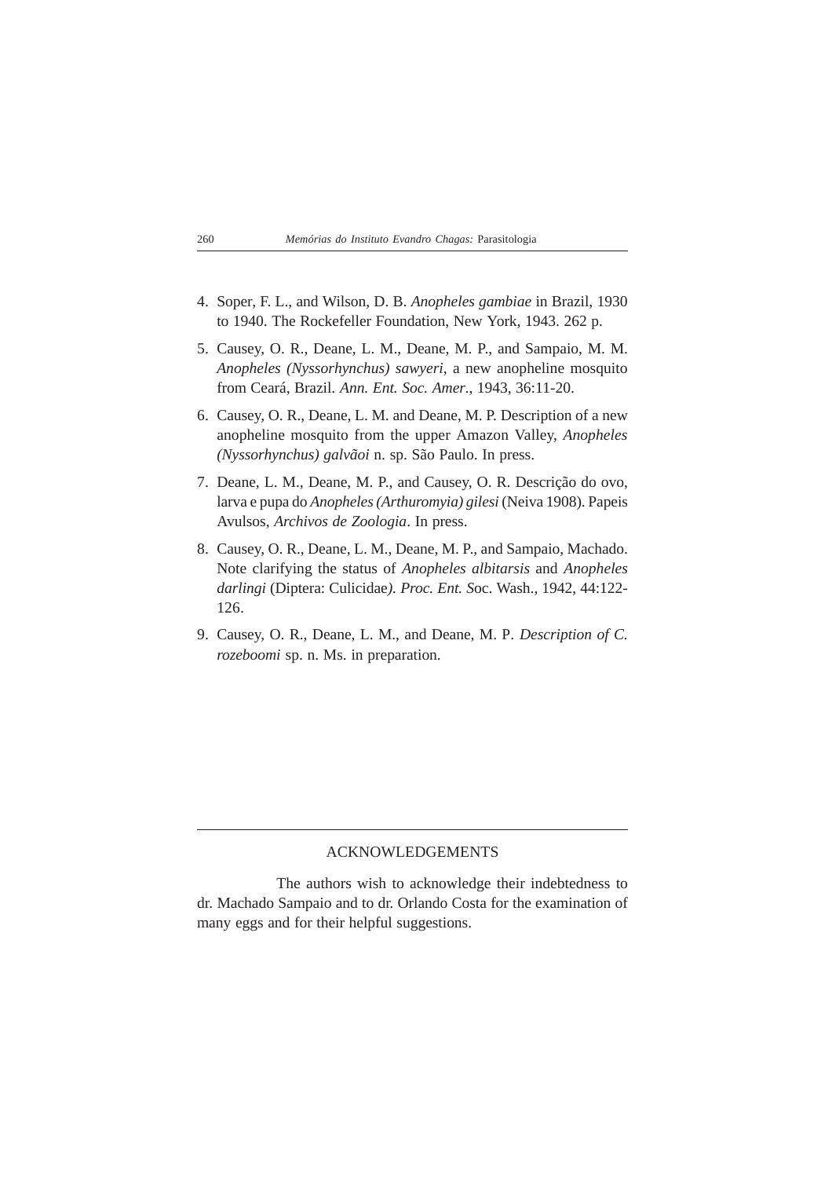4. Soper, F. L., and Wilson, D. B. *Anopheles gambiae* in Brazil, 1930 to 1940. The Rockefeller Foundation, New York, 1943. 262 p.

5. Causey, O. R., Deane, L. M., Deane, M. P., and Sampaio, M. M. *Anopheles (Nyssorhynchus) sawyeri*, a new anopheline mosquito from Ceará, Brazil. *Ann. Ent. Soc. Amer.*, 1943, 36:11-20.

6. Causey, O. R., Deane, L. M. and Deane, M. P. Description of a new anopheline mosquito from the upper Amazon Valley, *Anopheles (Nyssorhynchus) galvãoi* n. sp. São Paulo. In press.

7. Deane, L. M., Deane, M. P., and Causey, O. R. Descrição do ovo, larva e pupa do *Anopheles (Arthuromyia) gilesi* (Neiva 1908). Papeis Avulsos, *Archivos de Zoologia*. In press.

8. Causey, O. R., Deane, L. M., Deane, M. P., and Sampaio, Machado. Note clarifying the status of *Anopheles albitarsis* and *Anopheles darlingi* (Diptera: Culicidae*). Proc. Ent. S*oc. Wash., 1942, 44:122-126.

9. Causey, O. R., Deane, L. M., and Deane, M. P. *Description of C. rozeboomi* sp. n. Ms. in preparation.

## ACKNOWLEDGEMENTS

The authors wish to acknowledge their indebtedness to dr. Machado Sampaio and to dr. Orlando Costa for the examination of many eggs and for their helpful suggestions.